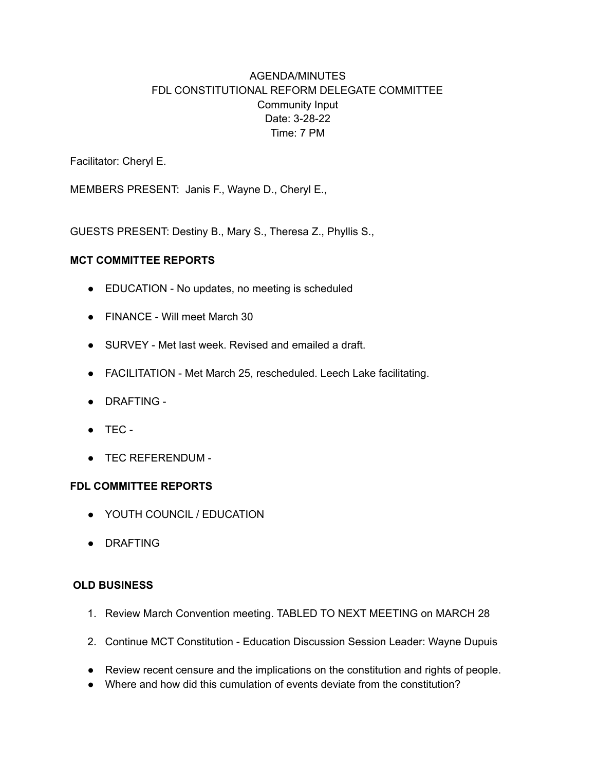AGENDA/MINUTES
FDL CONSTITUTIONAL REFORM DELEGATE COMMITTEE
Community Input
Date: 3-28-22
Time: 7 PM

Facilitator: Cheryl E.

MEMBERS PRESENT: Janis F., Wayne D., Cheryl E.,

GUESTS PRESENT: Destiny B., Mary S., Theresa Z., Phyllis S.,

**MCT COMMITTEE REPORTS**

- EDUCATION - No updates, no meeting is scheduled
- FINANCE - Will meet March 30
- SURVEY - Met last week. Revised and emailed a draft.
- FACILITATION - Met March 25, rescheduled. Leech Lake facilitating.
- DRAFTING -
- TEC -
- TEC REFERENDUM -

**FDL COMMITTEE REPORTS**

- YOUTH COUNCIL / EDUCATION
- DRAFTING

**OLD BUSINESS**

1. Review March Convention meeting. TABLED TO NEXT MEETING on MARCH 28
2. Continue MCT Constitution - Education Discussion Session Leader: Wayne Dupuis

- Review recent censure and the implications on the constitution and rights of people.
- Where and how did this cumulation of events deviate from the constitution?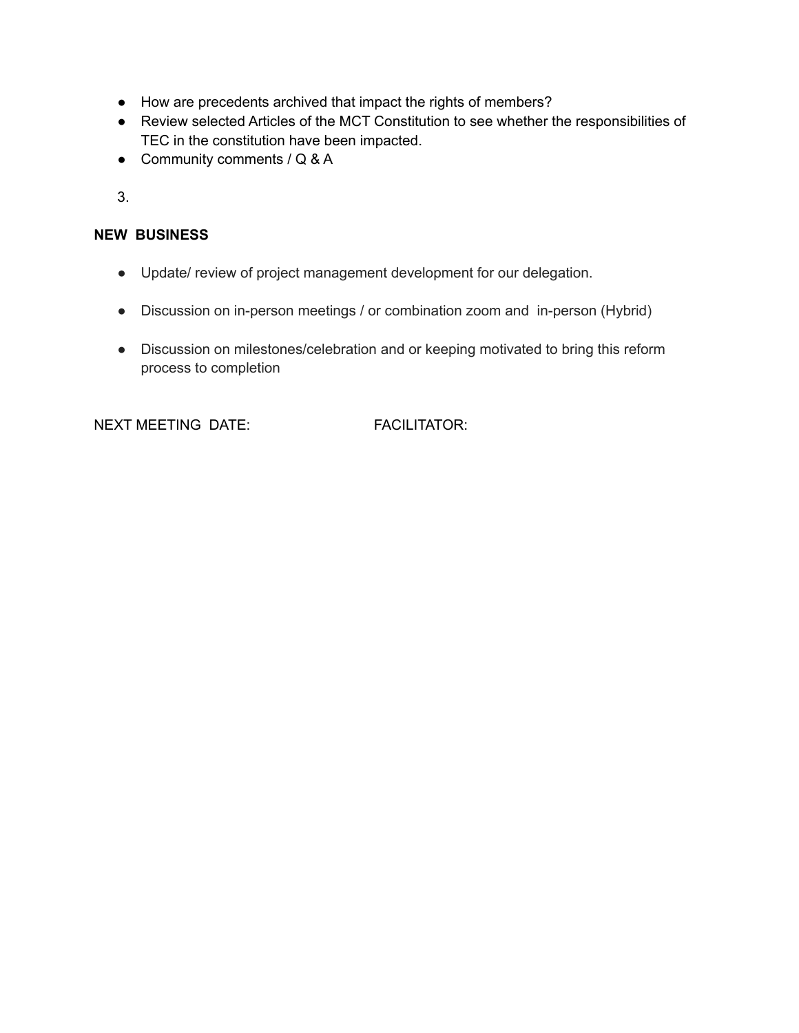- How are precedents archived that impact the rights of members?
- Review selected Articles of the MCT Constitution to see whether the responsibilities of TEC in the constitution have been impacted.
- Community comments / Q & A

3.

**NEW BUSINESS**

- Update/ review of project management development for our delegation.

- Discussion on in-person meetings / or combination zoom and in-person (Hybrid)

- Discussion on milestones/celebration and or keeping motivated to bring this reform process to completion

NEXT MEETING DATE: FACILITATOR: